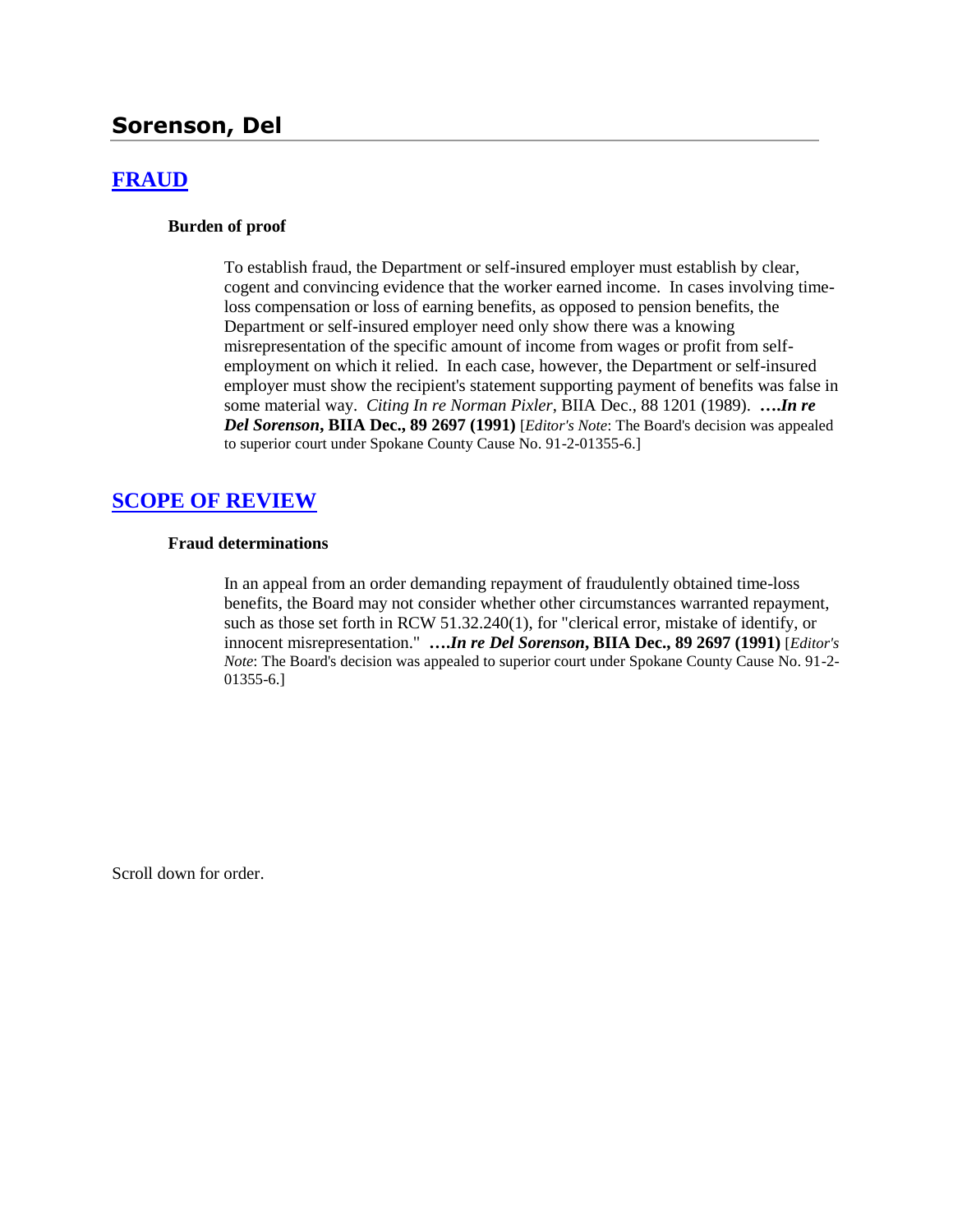# Sorenson, Del

## [FRAUD]

### Burden of proof

To establish fraud, the Department or self-insured employer must establish by clear, cogent and convincing evidence that the worker earned income. In cases involving time-loss compensation or loss of earning benefits, as opposed to pension benefits, the Department or self-insured employer need only show there was a knowing misrepresentation of the specific amount of income from wages or profit from self-employment on which it relied. In each case, however, the Department or self-insured employer must show the recipient's statement supporting payment of benefits was false in some material way. *Citing In re Norman Pixler*, BIIA Dec., 88 1201 (1989). ***….In re Del Sorenson*, BIIA Dec., 89 2697 (1991)** [*Editor's Note*: The Board's decision was appealed to superior court under Spokane County Cause No. 91-2-01355-6.]

## [SCOPE OF REVIEW]

### Fraud determinations

In an appeal from an order demanding repayment of fraudulently obtained time-loss benefits, the Board may not consider whether other circumstances warranted repayment, such as those set forth in RCW 51.32.240(1), for "clerical error, mistake of identify, or innocent misrepresentation." ***….In re Del Sorenson*, BIIA Dec., 89 2697 (1991)** [*Editor's Note*: The Board's decision was appealed to superior court under Spokane County Cause No. 91-2-01355-6.]

Scroll down for order.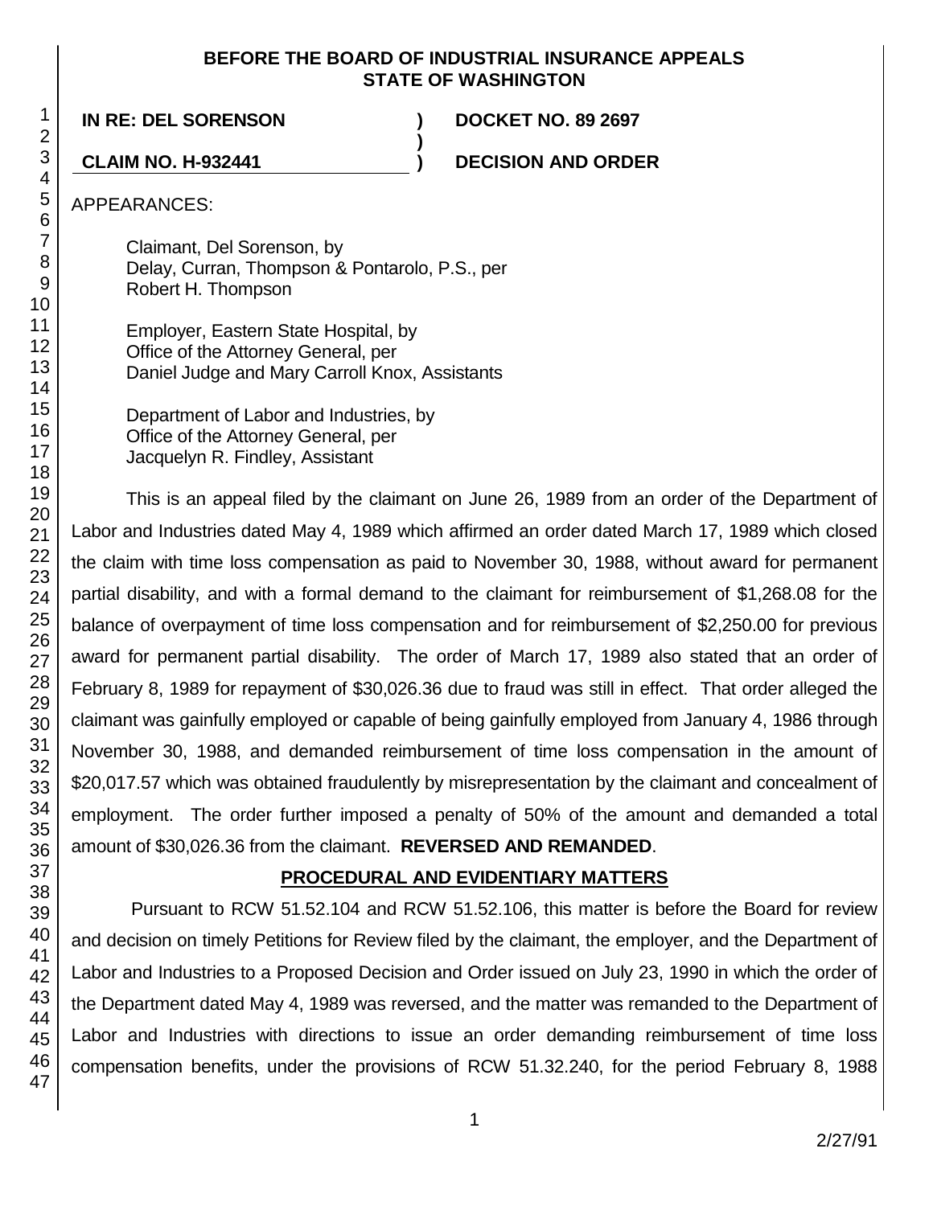**BEFORE THE BOARD OF INDUSTRIAL INSURANCE APPEALS**
**STATE OF WASHINGTON**

| | | |
|---|---|---|
| **IN RE: DEL SORENSON** | **)** | **DOCKET NO. 89 2697** |
| | **)** | |
| **CLAIM NO. H-932441** | **)** | **DECISION AND ORDER** |

APPEARANCES:

Claimant, Del Sorenson, by
Delay, Curran, Thompson & Pontarolo, P.S., per
Robert H. Thompson

Employer, Eastern State Hospital, by
Office of the Attorney General, per
Daniel Judge and Mary Carroll Knox, Assistants

Department of Labor and Industries, by
Office of the Attorney General, per
Jacquelyn R. Findley, Assistant

This is an appeal filed by the claimant on June 26, 1989 from an order of the Department of Labor and Industries dated May 4, 1989 which affirmed an order dated March 17, 1989 which closed the claim with time loss compensation as paid to November 30, 1988, without award for permanent partial disability, and with a formal demand to the claimant for reimbursement of $1,268.08 for the balance of overpayment of time loss compensation and for reimbursement of $2,250.00 for previous award for permanent partial disability. The order of March 17, 1989 also stated that an order of February 8, 1989 for repayment of $30,026.36 due to fraud was still in effect. That order alleged the claimant was gainfully employed or capable of being gainfully employed from January 4, 1986 through November 30, 1988, and demanded reimbursement of time loss compensation in the amount of $20,017.57 which was obtained fraudulently by misrepresentation by the claimant and concealment of employment. The order further imposed a penalty of 50% of the amount and demanded a total amount of $30,026.36 from the claimant. **REVERSED AND REMANDED**.

## PROCEDURAL AND EVIDENTIARY MATTERS

Pursuant to RCW 51.52.104 and RCW 51.52.106, this matter is before the Board for review and decision on timely Petitions for Review filed by the claimant, the employer, and the Department of Labor and Industries to a Proposed Decision and Order issued on July 23, 1990 in which the order of the Department dated May 4, 1989 was reversed, and the matter was remanded to the Department of Labor and Industries with directions to issue an order demanding reimbursement of time loss compensation benefits, under the provisions of RCW 51.32.240, for the period February 8, 1988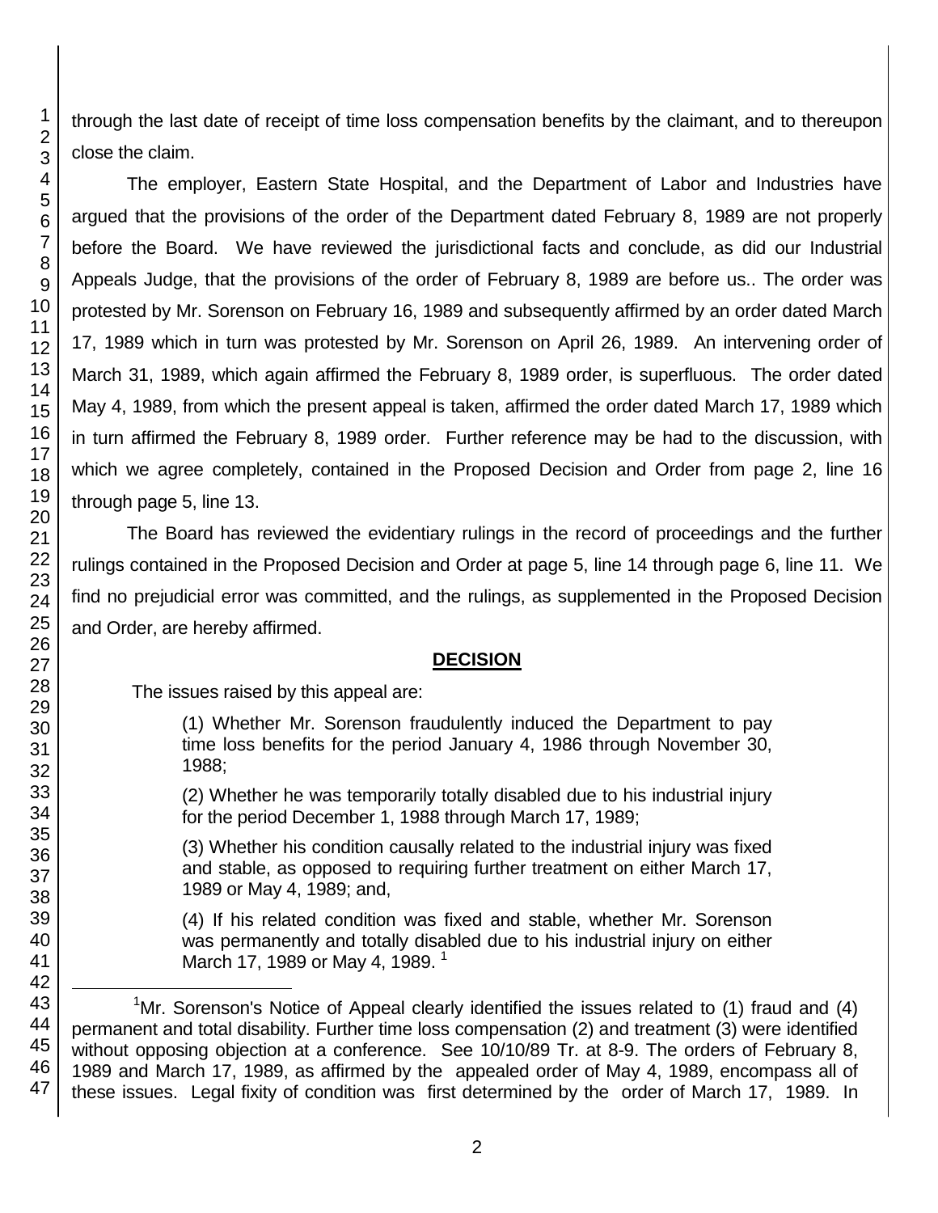through the last date of receipt of time loss compensation benefits by the claimant, and to thereupon close the claim.

The employer, Eastern State Hospital, and the Department of Labor and Industries have argued that the provisions of the order of the Department dated February 8, 1989 are not properly before the Board. We have reviewed the jurisdictional facts and conclude, as did our Industrial Appeals Judge, that the provisions of the order of February 8, 1989 are before us.. The order was protested by Mr. Sorenson on February 16, 1989 and subsequently affirmed by an order dated March 17, 1989 which in turn was protested by Mr. Sorenson on April 26, 1989. An intervening order of March 31, 1989, which again affirmed the February 8, 1989 order, is superfluous. The order dated May 4, 1989, from which the present appeal is taken, affirmed the order dated March 17, 1989 which in turn affirmed the February 8, 1989 order. Further reference may be had to the discussion, with which we agree completely, contained in the Proposed Decision and Order from page 2, line 16 through page 5, line 13.

The Board has reviewed the evidentiary rulings in the record of proceedings and the further rulings contained in the Proposed Decision and Order at page 5, line 14 through page 6, line 11. We find no prejudicial error was committed, and the rulings, as supplemented in the Proposed Decision and Order, are hereby affirmed.

## DECISION

The issues raised by this appeal are:

> (1) Whether Mr. Sorenson fraudulently induced the Department to pay time loss benefits for the period January 4, 1986 through November 30, 1988;
>
> (2) Whether he was temporarily totally disabled due to his industrial injury for the period December 1, 1988 through March 17, 1989;
>
> (3) Whether his condition causally related to the industrial injury was fixed and stable, as opposed to requiring further treatment on either March 17, 1989 or May 4, 1989; and,
>
> (4) If his related condition was fixed and stable, whether Mr. Sorenson was permanently and totally disabled due to his industrial injury on either March 17, 1989 or May 4, 1989. [1]

---

[1] Mr. Sorenson's Notice of Appeal clearly identified the issues related to (1) fraud and (4) permanent and total disability. Further time loss compensation (2) and treatment (3) were identified without opposing objection at a conference. See 10/10/89 Tr. at 8-9. The orders of February 8, 1989 and March 17, 1989, as affirmed by the appealed order of May 4, 1989, encompass all of these issues. Legal fixity of condition was first determined by the order of March 17, 1989. In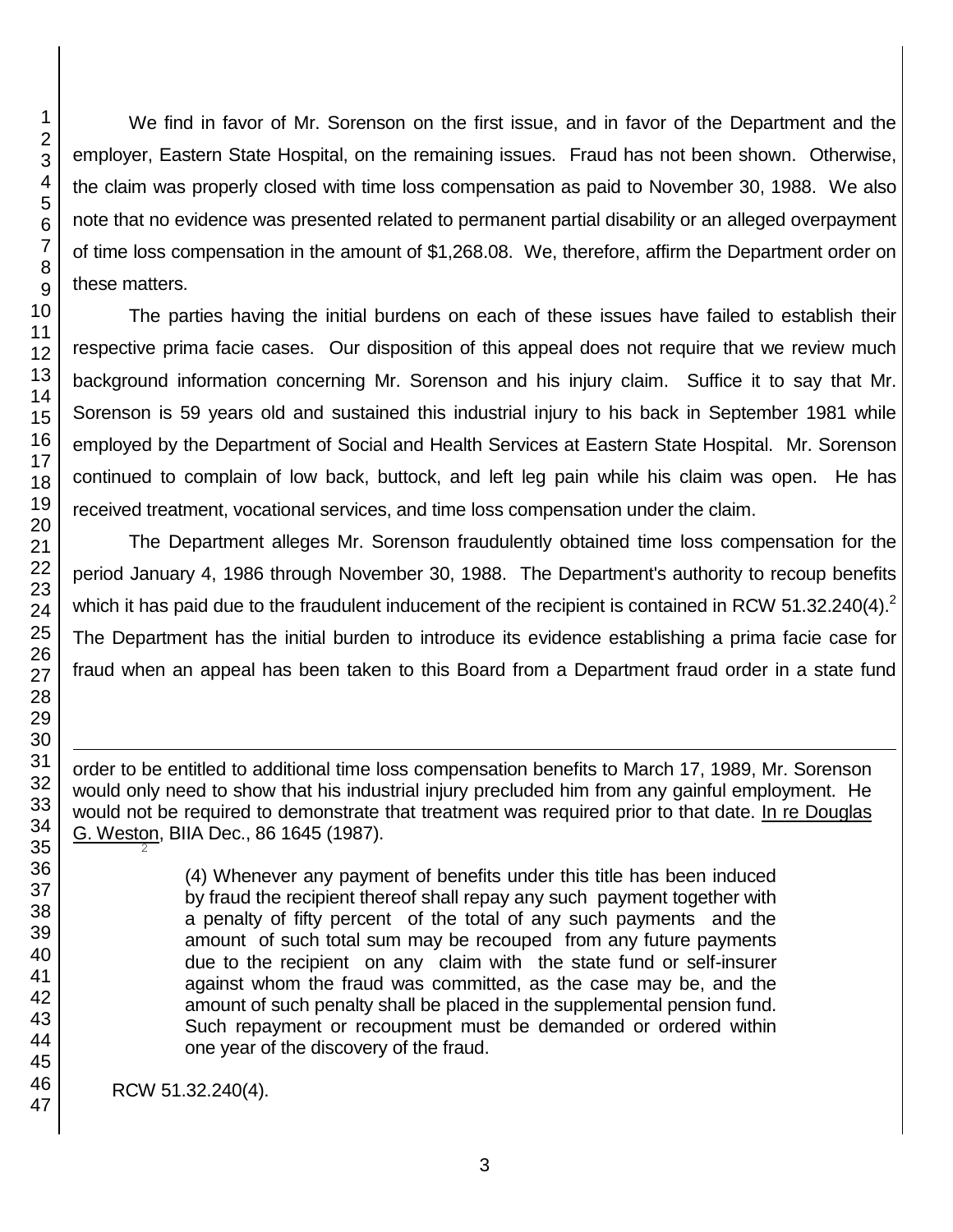We find in favor of Mr. Sorenson on the first issue, and in favor of the Department and the employer, Eastern State Hospital, on the remaining issues. Fraud has not been shown. Otherwise, the claim was properly closed with time loss compensation as paid to November 30, 1988. We also note that no evidence was presented related to permanent partial disability or an alleged overpayment of time loss compensation in the amount of $1,268.08. We, therefore, affirm the Department order on these matters.

The parties having the initial burdens on each of these issues have failed to establish their respective prima facie cases. Our disposition of this appeal does not require that we review much background information concerning Mr. Sorenson and his injury claim. Suffice it to say that Mr. Sorenson is 59 years old and sustained this industrial injury to his back in September 1981 while employed by the Department of Social and Health Services at Eastern State Hospital. Mr. Sorenson continued to complain of low back, buttock, and left leg pain while his claim was open. He has received treatment, vocational services, and time loss compensation under the claim.

The Department alleges Mr. Sorenson fraudulently obtained time loss compensation for the period January 4, 1986 through November 30, 1988. The Department's authority to recoup benefits which it has paid due to the fraudulent inducement of the recipient is contained in RCW 51.32.240(4).[2] The Department has the initial burden to introduce its evidence establishing a prima facie case for fraud when an appeal has been taken to this Board from a Department fraud order in a state fund

---

order to be entitled to additional time loss compensation benefits to March 17, 1989, Mr. Sorenson would only need to show that his industrial injury precluded him from any gainful employment. He would not be required to demonstrate that treatment was required prior to that date. In re Douglas G. Weston, BIIA Dec., 86 1645 (1987).

[2]

> (4) Whenever any payment of benefits under this title has been induced by fraud the recipient thereof shall repay any such payment together with a penalty of fifty percent of the total of any such payments and the amount of such total sum may be recouped from any future payments due to the recipient on any claim with the state fund or self-insurer against whom the fraud was committed, as the case may be, and the amount of such penalty shall be placed in the supplemental pension fund. Such repayment or recoupment must be demanded or ordered within one year of the discovery of the fraud.

RCW 51.32.240(4).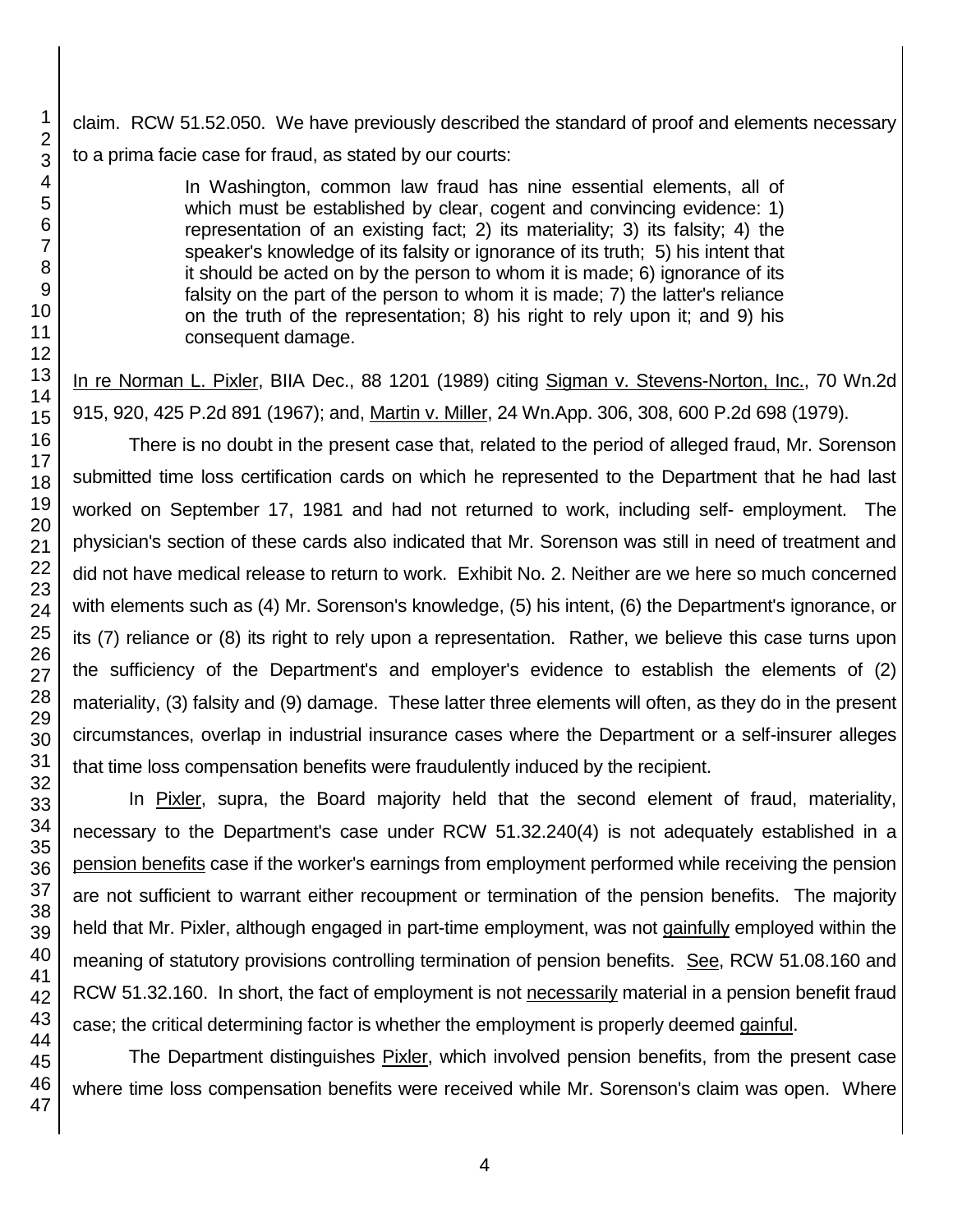claim. RCW 51.52.050. We have previously described the standard of proof and elements necessary to a prima facie case for fraud, as stated by our courts:

> In Washington, common law fraud has nine essential elements, all of which must be established by clear, cogent and convincing evidence: 1) representation of an existing fact; 2) its materiality; 3) its falsity; 4) the speaker's knowledge of its falsity or ignorance of its truth; 5) his intent that it should be acted on by the person to whom it is made; 6) ignorance of its falsity on the part of the person to whom it is made; 7) the latter's reliance on the truth of the representation; 8) his right to rely upon it; and 9) his consequent damage.

In re Norman L. Pixler, BIIA Dec., 88 1201 (1989) citing Sigman v. Stevens-Norton, Inc., 70 Wn.2d 915, 920, 425 P.2d 891 (1967); and, Martin v. Miller, 24 Wn.App. 306, 308, 600 P.2d 698 (1979).

There is no doubt in the present case that, related to the period of alleged fraud, Mr. Sorenson submitted time loss certification cards on which he represented to the Department that he had last worked on September 17, 1981 and had not returned to work, including self- employment. The physician's section of these cards also indicated that Mr. Sorenson was still in need of treatment and did not have medical release to return to work. Exhibit No. 2. Neither are we here so much concerned with elements such as (4) Mr. Sorenson's knowledge, (5) his intent, (6) the Department's ignorance, or its (7) reliance or (8) its right to rely upon a representation. Rather, we believe this case turns upon the sufficiency of the Department's and employer's evidence to establish the elements of (2) materiality, (3) falsity and (9) damage. These latter three elements will often, as they do in the present circumstances, overlap in industrial insurance cases where the Department or a self-insurer alleges that time loss compensation benefits were fraudulently induced by the recipient.

In Pixler, supra, the Board majority held that the second element of fraud, materiality, necessary to the Department's case under RCW 51.32.240(4) is not adequately established in a pension benefits case if the worker's earnings from employment performed while receiving the pension are not sufficient to warrant either recoupment or termination of the pension benefits. The majority held that Mr. Pixler, although engaged in part-time employment, was not gainfully employed within the meaning of statutory provisions controlling termination of pension benefits. See, RCW 51.08.160 and RCW 51.32.160. In short, the fact of employment is not necessarily material in a pension benefit fraud case; the critical determining factor is whether the employment is properly deemed gainful.

The Department distinguishes Pixler, which involved pension benefits, from the present case where time loss compensation benefits were received while Mr. Sorenson's claim was open. Where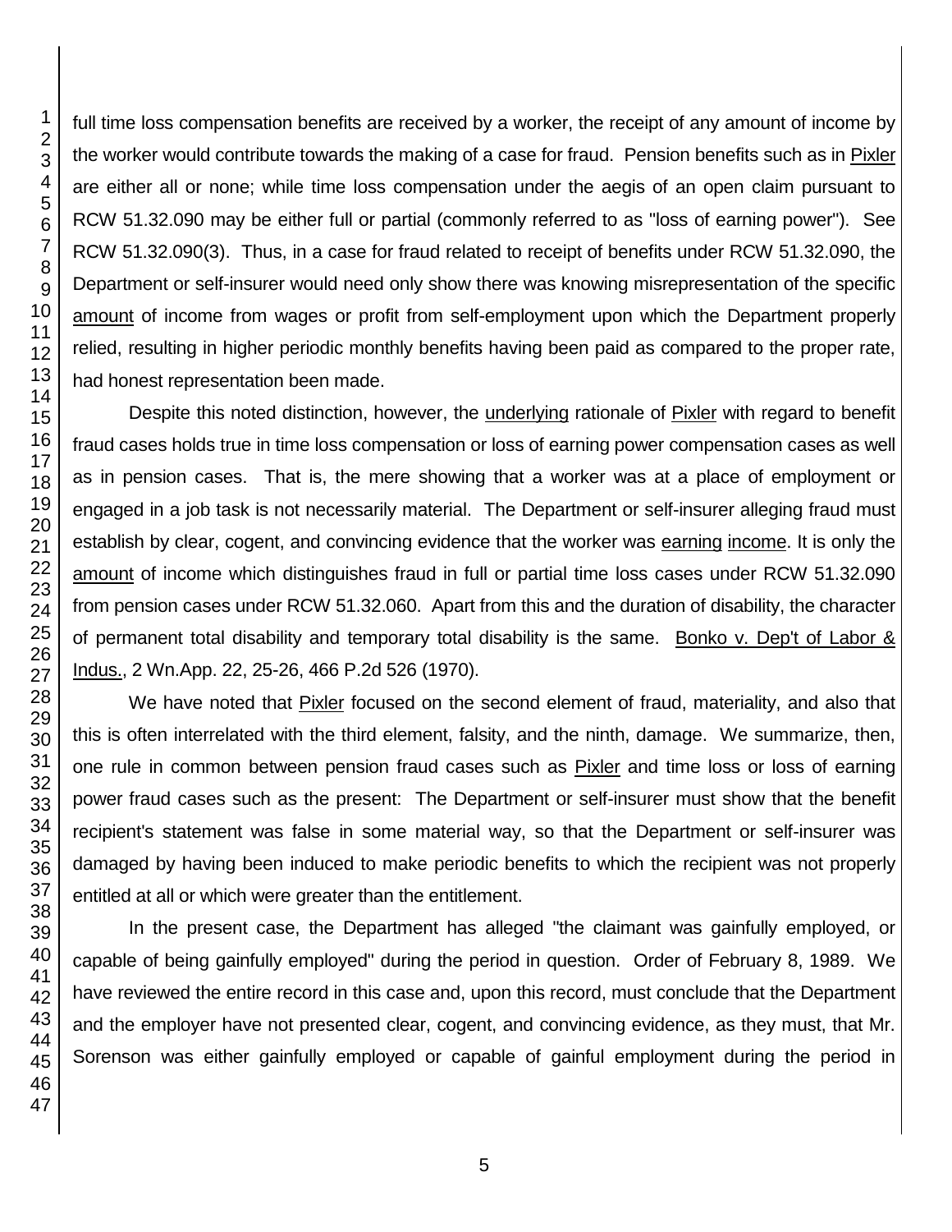full time loss compensation benefits are received by a worker, the receipt of any amount of income by the worker would contribute towards the making of a case for fraud. Pension benefits such as in Pixler are either all or none; while time loss compensation under the aegis of an open claim pursuant to RCW 51.32.090 may be either full or partial (commonly referred to as "loss of earning power"). See RCW 51.32.090(3). Thus, in a case for fraud related to receipt of benefits under RCW 51.32.090, the Department or self-insurer would need only show there was knowing misrepresentation of the specific amount of income from wages or profit from self-employment upon which the Department properly relied, resulting in higher periodic monthly benefits having been paid as compared to the proper rate, had honest representation been made.

Despite this noted distinction, however, the underlying rationale of Pixler with regard to benefit fraud cases holds true in time loss compensation or loss of earning power compensation cases as well as in pension cases. That is, the mere showing that a worker was at a place of employment or engaged in a job task is not necessarily material. The Department or self-insurer alleging fraud must establish by clear, cogent, and convincing evidence that the worker was earning income. It is only the amount of income which distinguishes fraud in full or partial time loss cases under RCW 51.32.090 from pension cases under RCW 51.32.060. Apart from this and the duration of disability, the character of permanent total disability and temporary total disability is the same. Bonko v. Dep't of Labor & Indus., 2 Wn.App. 22, 25-26, 466 P.2d 526 (1970).

We have noted that Pixler focused on the second element of fraud, materiality, and also that this is often interrelated with the third element, falsity, and the ninth, damage. We summarize, then, one rule in common between pension fraud cases such as Pixler and time loss or loss of earning power fraud cases such as the present: The Department or self-insurer must show that the benefit recipient's statement was false in some material way, so that the Department or self-insurer was damaged by having been induced to make periodic benefits to which the recipient was not properly entitled at all or which were greater than the entitlement.

In the present case, the Department has alleged "the claimant was gainfully employed, or capable of being gainfully employed" during the period in question. Order of February 8, 1989. We have reviewed the entire record in this case and, upon this record, must conclude that the Department and the employer have not presented clear, cogent, and convincing evidence, as they must, that Mr. Sorenson was either gainfully employed or capable of gainful employment during the period in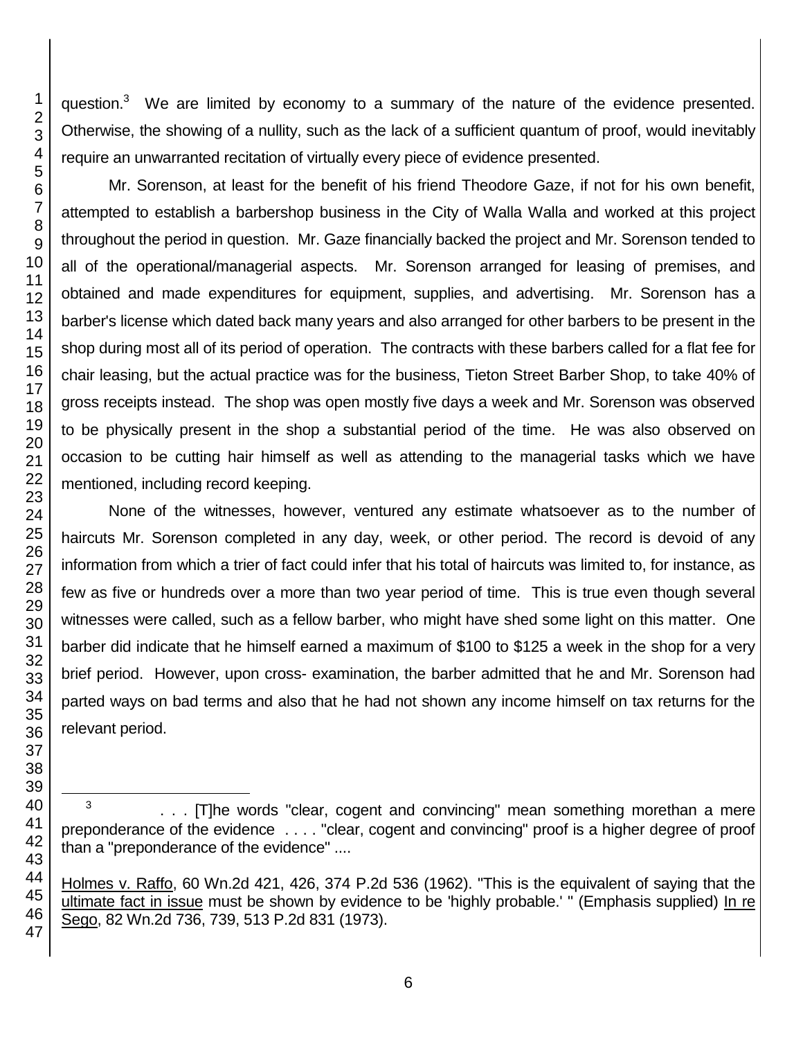question.[3] We are limited by economy to a summary of the nature of the evidence presented. Otherwise, the showing of a nullity, such as the lack of a sufficient quantum of proof, would inevitably require an unwarranted recitation of virtually every piece of evidence presented.

Mr. Sorenson, at least for the benefit of his friend Theodore Gaze, if not for his own benefit, attempted to establish a barbershop business in the City of Walla Walla and worked at this project throughout the period in question. Mr. Gaze financially backed the project and Mr. Sorenson tended to all of the operational/managerial aspects. Mr. Sorenson arranged for leasing of premises, and obtained and made expenditures for equipment, supplies, and advertising. Mr. Sorenson has a barber's license which dated back many years and also arranged for other barbers to be present in the shop during most all of its period of operation. The contracts with these barbers called for a flat fee for chair leasing, but the actual practice was for the business, Tieton Street Barber Shop, to take 40% of gross receipts instead. The shop was open mostly five days a week and Mr. Sorenson was observed to be physically present in the shop a substantial period of the time. He was also observed on occasion to be cutting hair himself as well as attending to the managerial tasks which we have mentioned, including record keeping.

None of the witnesses, however, ventured any estimate whatsoever as to the number of haircuts Mr. Sorenson completed in any day, week, or other period. The record is devoid of any information from which a trier of fact could infer that his total of haircuts was limited to, for instance, as few as five or hundreds over a more than two year period of time. This is true even though several witnesses were called, such as a fellow barber, who might have shed some light on this matter. One barber did indicate that he himself earned a maximum of $100 to $125 a week in the shop for a very brief period. However, upon cross- examination, the barber admitted that he and Mr. Sorenson had parted ways on bad terms and also that he had not shown any income himself on tax returns for the relevant period.

---

[3] . . . [T]he words "clear, cogent and convincing" mean something morethan a mere preponderance of the evidence . . . . "clear, cogent and convincing" proof is a higher degree of proof than a "preponderance of the evidence" ....

Holmes v. Raffo, 60 Wn.2d 421, 426, 374 P.2d 536 (1962). "This is the equivalent of saying that the ultimate fact in issue must be shown by evidence to be 'highly probable.' " (Emphasis supplied) In re Sego, 82 Wn.2d 736, 739, 513 P.2d 831 (1973).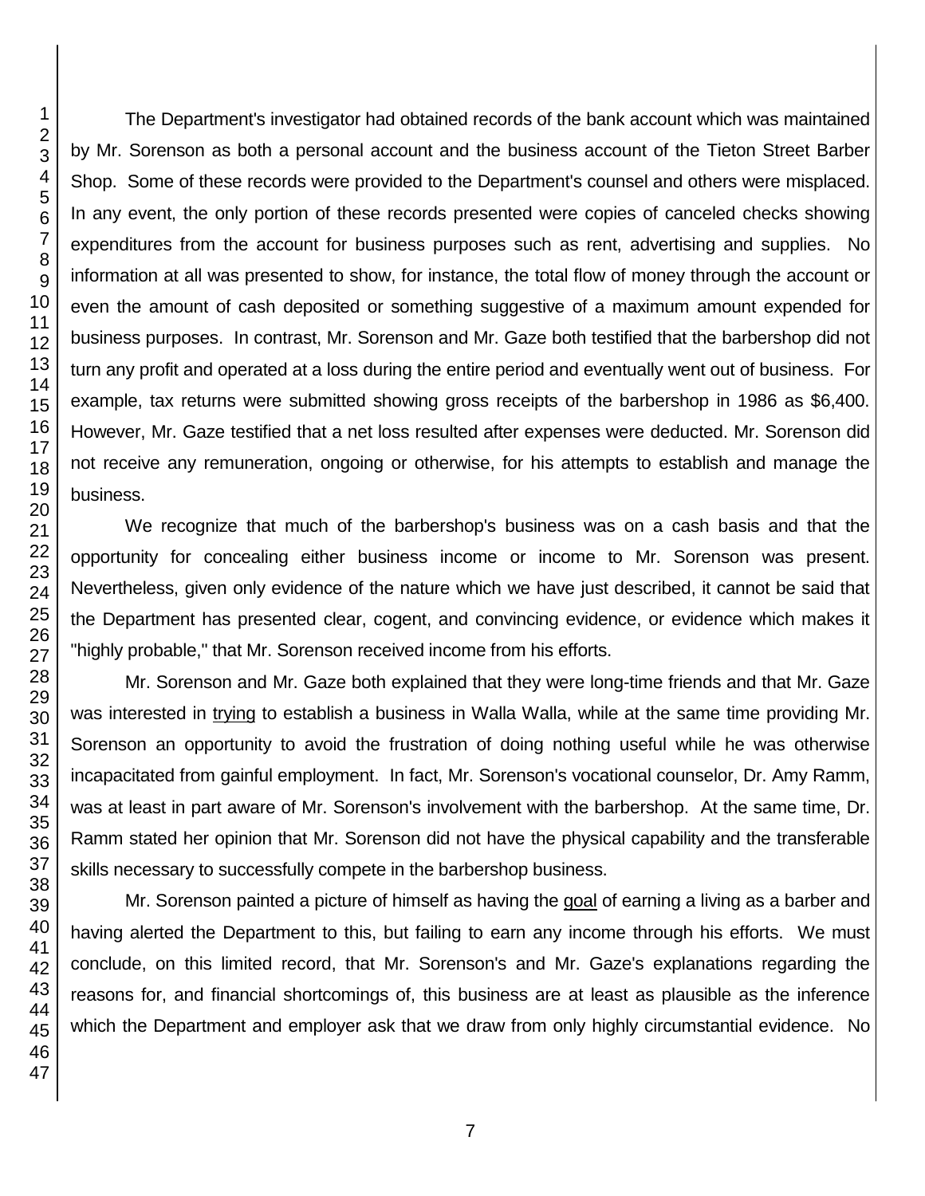The Department's investigator had obtained records of the bank account which was maintained by Mr. Sorenson as both a personal account and the business account of the Tieton Street Barber Shop. Some of these records were provided to the Department's counsel and others were misplaced. In any event, the only portion of these records presented were copies of canceled checks showing expenditures from the account for business purposes such as rent, advertising and supplies. No information at all was presented to show, for instance, the total flow of money through the account or even the amount of cash deposited or something suggestive of a maximum amount expended for business purposes. In contrast, Mr. Sorenson and Mr. Gaze both testified that the barbershop did not turn any profit and operated at a loss during the entire period and eventually went out of business. For example, tax returns were submitted showing gross receipts of the barbershop in 1986 as $6,400. However, Mr. Gaze testified that a net loss resulted after expenses were deducted. Mr. Sorenson did not receive any remuneration, ongoing or otherwise, for his attempts to establish and manage the business.

We recognize that much of the barbershop's business was on a cash basis and that the opportunity for concealing either business income or income to Mr. Sorenson was present. Nevertheless, given only evidence of the nature which we have just described, it cannot be said that the Department has presented clear, cogent, and convincing evidence, or evidence which makes it "highly probable," that Mr. Sorenson received income from his efforts.

Mr. Sorenson and Mr. Gaze both explained that they were long-time friends and that Mr. Gaze was interested in trying to establish a business in Walla Walla, while at the same time providing Mr. Sorenson an opportunity to avoid the frustration of doing nothing useful while he was otherwise incapacitated from gainful employment. In fact, Mr. Sorenson's vocational counselor, Dr. Amy Ramm, was at least in part aware of Mr. Sorenson's involvement with the barbershop. At the same time, Dr. Ramm stated her opinion that Mr. Sorenson did not have the physical capability and the transferable skills necessary to successfully compete in the barbershop business.

Mr. Sorenson painted a picture of himself as having the goal of earning a living as a barber and having alerted the Department to this, but failing to earn any income through his efforts. We must conclude, on this limited record, that Mr. Sorenson's and Mr. Gaze's explanations regarding the reasons for, and financial shortcomings of, this business are at least as plausible as the inference which the Department and employer ask that we draw from only highly circumstantial evidence. No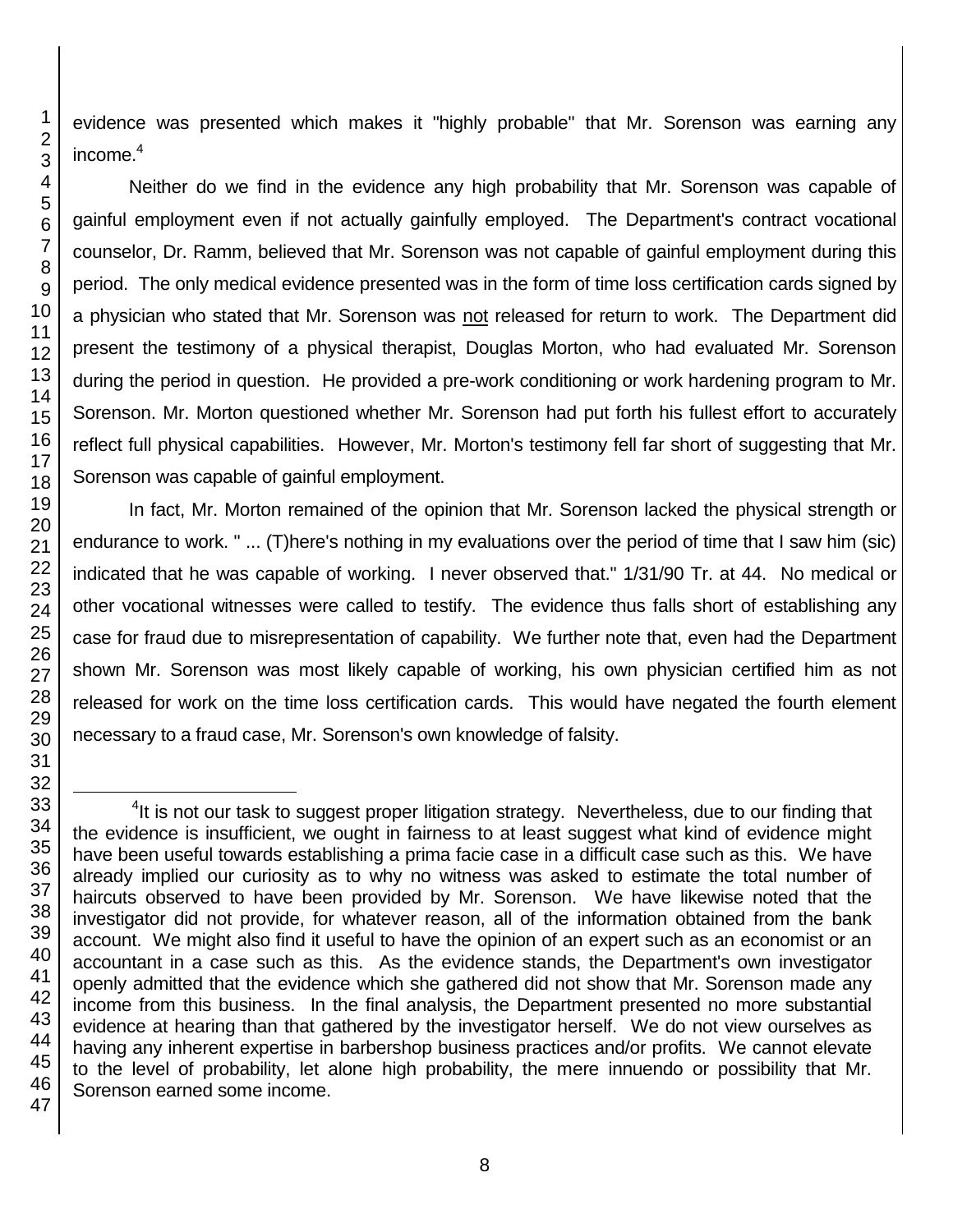evidence was presented which makes it "highly probable" that Mr. Sorenson was earning any income.[4]

Neither do we find in the evidence any high probability that Mr. Sorenson was capable of gainful employment even if not actually gainfully employed. The Department's contract vocational counselor, Dr. Ramm, believed that Mr. Sorenson was not capable of gainful employment during this period. The only medical evidence presented was in the form of time loss certification cards signed by a physician who stated that Mr. Sorenson was <u>not</u> released for return to work. The Department did present the testimony of a physical therapist, Douglas Morton, who had evaluated Mr. Sorenson during the period in question. He provided a pre-work conditioning or work hardening program to Mr. Sorenson. Mr. Morton questioned whether Mr. Sorenson had put forth his fullest effort to accurately reflect full physical capabilities. However, Mr. Morton's testimony fell far short of suggesting that Mr. Sorenson was capable of gainful employment.

In fact, Mr. Morton remained of the opinion that Mr. Sorenson lacked the physical strength or endurance to work. " ... (T)here's nothing in my evaluations over the period of time that I saw him (sic) indicated that he was capable of working. I never observed that." 1/31/90 Tr. at 44. No medical or other vocational witnesses were called to testify. The evidence thus falls short of establishing any case for fraud due to misrepresentation of capability. We further note that, even had the Department shown Mr. Sorenson was most likely capable of working, his own physician certified him as not released for work on the time loss certification cards. This would have negated the fourth element necessary to a fraud case, Mr. Sorenson's own knowledge of falsity.

---

[4] It is not our task to suggest proper litigation strategy. Nevertheless, due to our finding that the evidence is insufficient, we ought in fairness to at least suggest what kind of evidence might have been useful towards establishing a prima facie case in a difficult case such as this. We have already implied our curiosity as to why no witness was asked to estimate the total number of haircuts observed to have been provided by Mr. Sorenson. We have likewise noted that the investigator did not provide, for whatever reason, all of the information obtained from the bank account. We might also find it useful to have the opinion of an expert such as an economist or an accountant in a case such as this. As the evidence stands, the Department's own investigator openly admitted that the evidence which she gathered did not show that Mr. Sorenson made any income from this business. In the final analysis, the Department presented no more substantial evidence at hearing than that gathered by the investigator herself. We do not view ourselves as having any inherent expertise in barbershop business practices and/or profits. We cannot elevate to the level of probability, let alone high probability, the mere innuendo or possibility that Mr. Sorenson earned some income.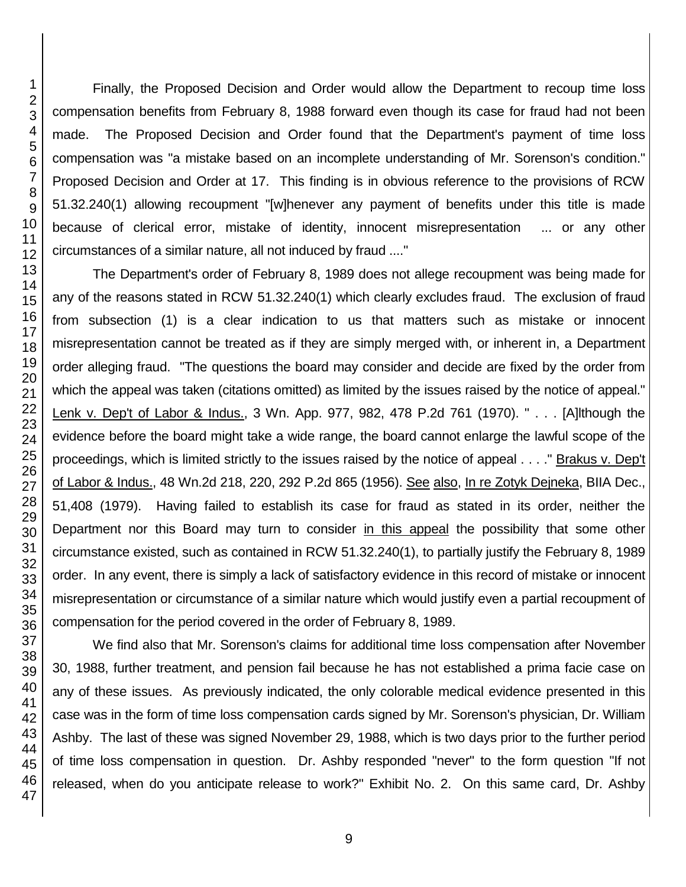Finally, the Proposed Decision and Order would allow the Department to recoup time loss compensation benefits from February 8, 1988 forward even though its case for fraud had not been made. The Proposed Decision and Order found that the Department's payment of time loss compensation was "a mistake based on an incomplete understanding of Mr. Sorenson's condition." Proposed Decision and Order at 17. This finding is in obvious reference to the provisions of RCW 51.32.240(1) allowing recoupment "[w]henever any payment of benefits under this title is made because of clerical error, mistake of identity, innocent misrepresentation ... or any other circumstances of a similar nature, all not induced by fraud ...."

The Department's order of February 8, 1989 does not allege recoupment was being made for any of the reasons stated in RCW 51.32.240(1) which clearly excludes fraud. The exclusion of fraud from subsection (1) is a clear indication to us that matters such as mistake or innocent misrepresentation cannot be treated as if they are simply merged with, or inherent in, a Department order alleging fraud. "The questions the board may consider and decide are fixed by the order from which the appeal was taken (citations omitted) as limited by the issues raised by the notice of appeal." Lenk v. Dep't of Labor & Indus., 3 Wn. App. 977, 982, 478 P.2d 761 (1970). " . . . [A]lthough the evidence before the board might take a wide range, the board cannot enlarge the lawful scope of the proceedings, which is limited strictly to the issues raised by the notice of appeal . . . ." Brakus v. Dep't of Labor & Indus., 48 Wn.2d 218, 220, 292 P.2d 865 (1956). See also, In re Zotyk Dejneka, BIIA Dec., 51,408 (1979). Having failed to establish its case for fraud as stated in its order, neither the Department nor this Board may turn to consider in this appeal the possibility that some other circumstance existed, such as contained in RCW 51.32.240(1), to partially justify the February 8, 1989 order. In any event, there is simply a lack of satisfactory evidence in this record of mistake or innocent misrepresentation or circumstance of a similar nature which would justify even a partial recoupment of compensation for the period covered in the order of February 8, 1989.

We find also that Mr. Sorenson's claims for additional time loss compensation after November 30, 1988, further treatment, and pension fail because he has not established a prima facie case on any of these issues. As previously indicated, the only colorable medical evidence presented in this case was in the form of time loss compensation cards signed by Mr. Sorenson's physician, Dr. William Ashby. The last of these was signed November 29, 1988, which is two days prior to the further period of time loss compensation in question. Dr. Ashby responded "never" to the form question "If not released, when do you anticipate release to work?" Exhibit No. 2. On this same card, Dr. Ashby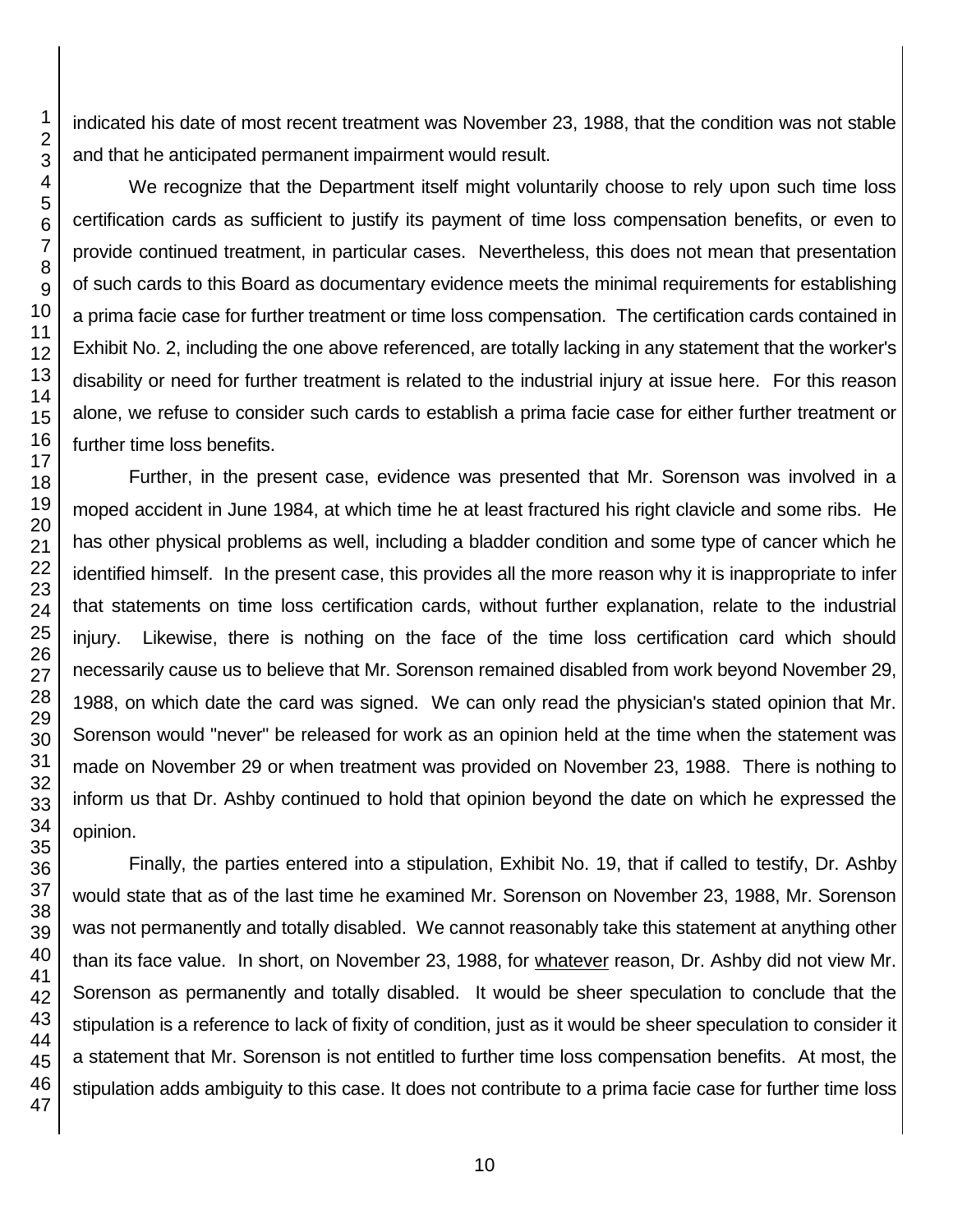indicated his date of most recent treatment was November 23, 1988, that the condition was not stable and that he anticipated permanent impairment would result.

We recognize that the Department itself might voluntarily choose to rely upon such time loss certification cards as sufficient to justify its payment of time loss compensation benefits, or even to provide continued treatment, in particular cases. Nevertheless, this does not mean that presentation of such cards to this Board as documentary evidence meets the minimal requirements for establishing a prima facie case for further treatment or time loss compensation. The certification cards contained in Exhibit No. 2, including the one above referenced, are totally lacking in any statement that the worker's disability or need for further treatment is related to the industrial injury at issue here. For this reason alone, we refuse to consider such cards to establish a prima facie case for either further treatment or further time loss benefits.

Further, in the present case, evidence was presented that Mr. Sorenson was involved in a moped accident in June 1984, at which time he at least fractured his right clavicle and some ribs. He has other physical problems as well, including a bladder condition and some type of cancer which he identified himself. In the present case, this provides all the more reason why it is inappropriate to infer that statements on time loss certification cards, without further explanation, relate to the industrial injury. Likewise, there is nothing on the face of the time loss certification card which should necessarily cause us to believe that Mr. Sorenson remained disabled from work beyond November 29, 1988, on which date the card was signed. We can only read the physician's stated opinion that Mr. Sorenson would "never" be released for work as an opinion held at the time when the statement was made on November 29 or when treatment was provided on November 23, 1988. There is nothing to inform us that Dr. Ashby continued to hold that opinion beyond the date on which he expressed the opinion.

Finally, the parties entered into a stipulation, Exhibit No. 19, that if called to testify, Dr. Ashby would state that as of the last time he examined Mr. Sorenson on November 23, 1988, Mr. Sorenson was not permanently and totally disabled. We cannot reasonably take this statement at anything other than its face value. In short, on November 23, 1988, for whatever reason, Dr. Ashby did not view Mr. Sorenson as permanently and totally disabled. It would be sheer speculation to conclude that the stipulation is a reference to lack of fixity of condition, just as it would be sheer speculation to consider it a statement that Mr. Sorenson is not entitled to further time loss compensation benefits. At most, the stipulation adds ambiguity to this case. It does not contribute to a prima facie case for further time loss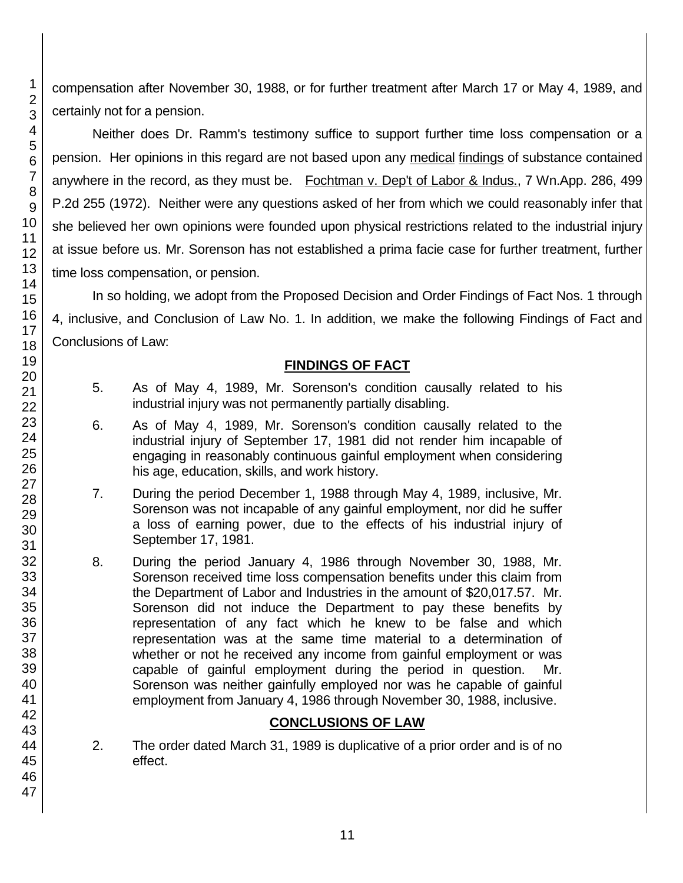compensation after November 30, 1988, or for further treatment after March 17 or May 4, 1989, and certainly not for a pension.

Neither does Dr. Ramm's testimony suffice to support further time loss compensation or a pension. Her opinions in this regard are not based upon any medical findings of substance contained anywhere in the record, as they must be. Fochtman v. Dep't of Labor & Indus., 7 Wn.App. 286, 499 P.2d 255 (1972). Neither were any questions asked of her from which we could reasonably infer that she believed her own opinions were founded upon physical restrictions related to the industrial injury at issue before us. Mr. Sorenson has not established a prima facie case for further treatment, further time loss compensation, or pension.

In so holding, we adopt from the Proposed Decision and Order Findings of Fact Nos. 1 through 4, inclusive, and Conclusion of Law No. 1. In addition, we make the following Findings of Fact and Conclusions of Law:

## FINDINGS OF FACT

5. As of May 4, 1989, Mr. Sorenson's condition causally related to his industrial injury was not permanently partially disabling.

6. As of May 4, 1989, Mr. Sorenson's condition causally related to the industrial injury of September 17, 1981 did not render him incapable of engaging in reasonably continuous gainful employment when considering his age, education, skills, and work history.

7. During the period December 1, 1988 through May 4, 1989, inclusive, Mr. Sorenson was not incapable of any gainful employment, nor did he suffer a loss of earning power, due to the effects of his industrial injury of September 17, 1981.

8. During the period January 4, 1986 through November 30, 1988, Mr. Sorenson received time loss compensation benefits under this claim from the Department of Labor and Industries in the amount of $20,017.57. Mr. Sorenson did not induce the Department to pay these benefits by representation of any fact which he knew to be false and which representation was at the same time material to a determination of whether or not he received any income from gainful employment or was capable of gainful employment during the period in question. Mr. Sorenson was neither gainfully employed nor was he capable of gainful employment from January 4, 1986 through November 30, 1988, inclusive.

## CONCLUSIONS OF LAW

2. The order dated March 31, 1989 is duplicative of a prior order and is of no effect.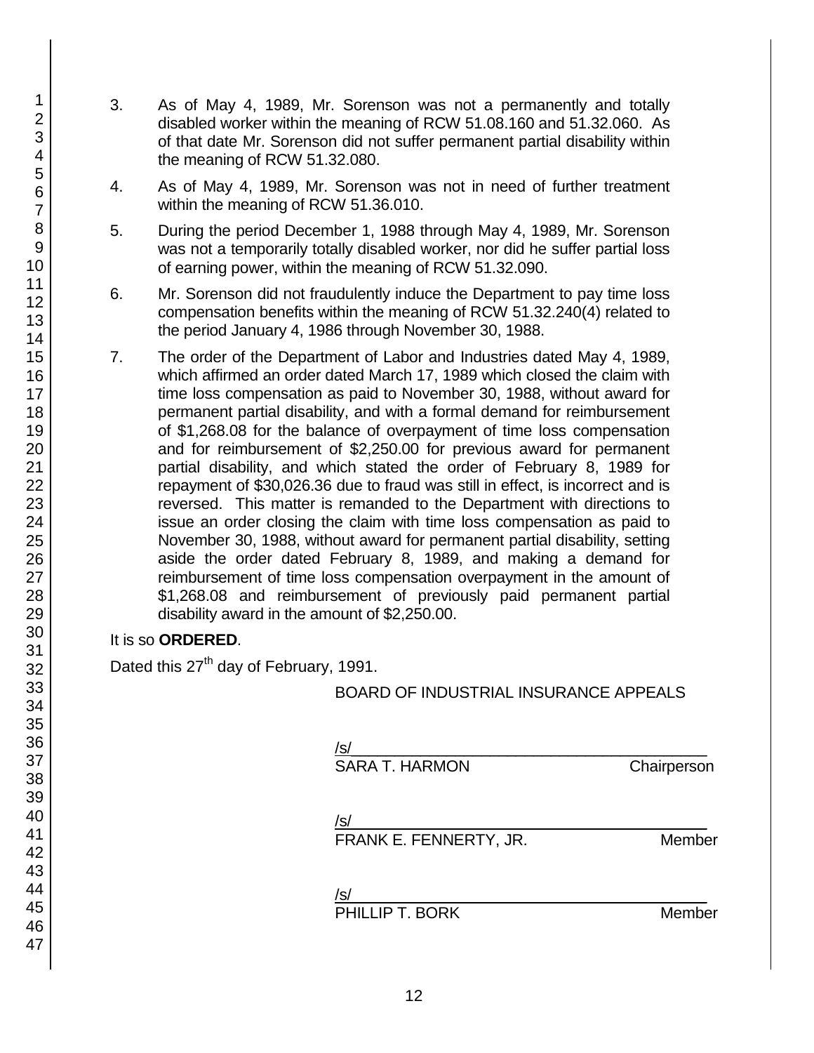3. As of May 4, 1989, Mr. Sorenson was not a permanently and totally disabled worker within the meaning of RCW 51.08.160 and 51.32.060. As of that date Mr. Sorenson did not suffer permanent partial disability within the meaning of RCW 51.32.080.

4. As of May 4, 1989, Mr. Sorenson was not in need of further treatment within the meaning of RCW 51.36.010.

5. During the period December 1, 1988 through May 4, 1989, Mr. Sorenson was not a temporarily totally disabled worker, nor did he suffer partial loss of earning power, within the meaning of RCW 51.32.090.

6. Mr. Sorenson did not fraudulently induce the Department to pay time loss compensation benefits within the meaning of RCW 51.32.240(4) related to the period January 4, 1986 through November 30, 1988.

7. The order of the Department of Labor and Industries dated May 4, 1989, which affirmed an order dated March 17, 1989 which closed the claim with time loss compensation as paid to November 30, 1988, without award for permanent partial disability, and with a formal demand for reimbursement of $1,268.08 for the balance of overpayment of time loss compensation and for reimbursement of $2,250.00 for previous award for permanent partial disability, and which stated the order of February 8, 1989 for repayment of $30,026.36 due to fraud was still in effect, is incorrect and is reversed. This matter is remanded to the Department with directions to issue an order closing the claim with time loss compensation as paid to November 30, 1988, without award for permanent partial disability, setting aside the order dated February 8, 1989, and making a demand for reimbursement of time loss compensation overpayment in the amount of $1,268.08 and reimbursement of previously paid permanent partial disability award in the amount of $2,250.00.

It is so **ORDERED**.

Dated this 27th day of February, 1991.

BOARD OF INDUSTRIAL INSURANCE APPEALS

/s/
SARA T. HARMON Chairperson

/s/
FRANK E. FENNERTY, JR. Member

/s/
PHILLIP T. BORK Member